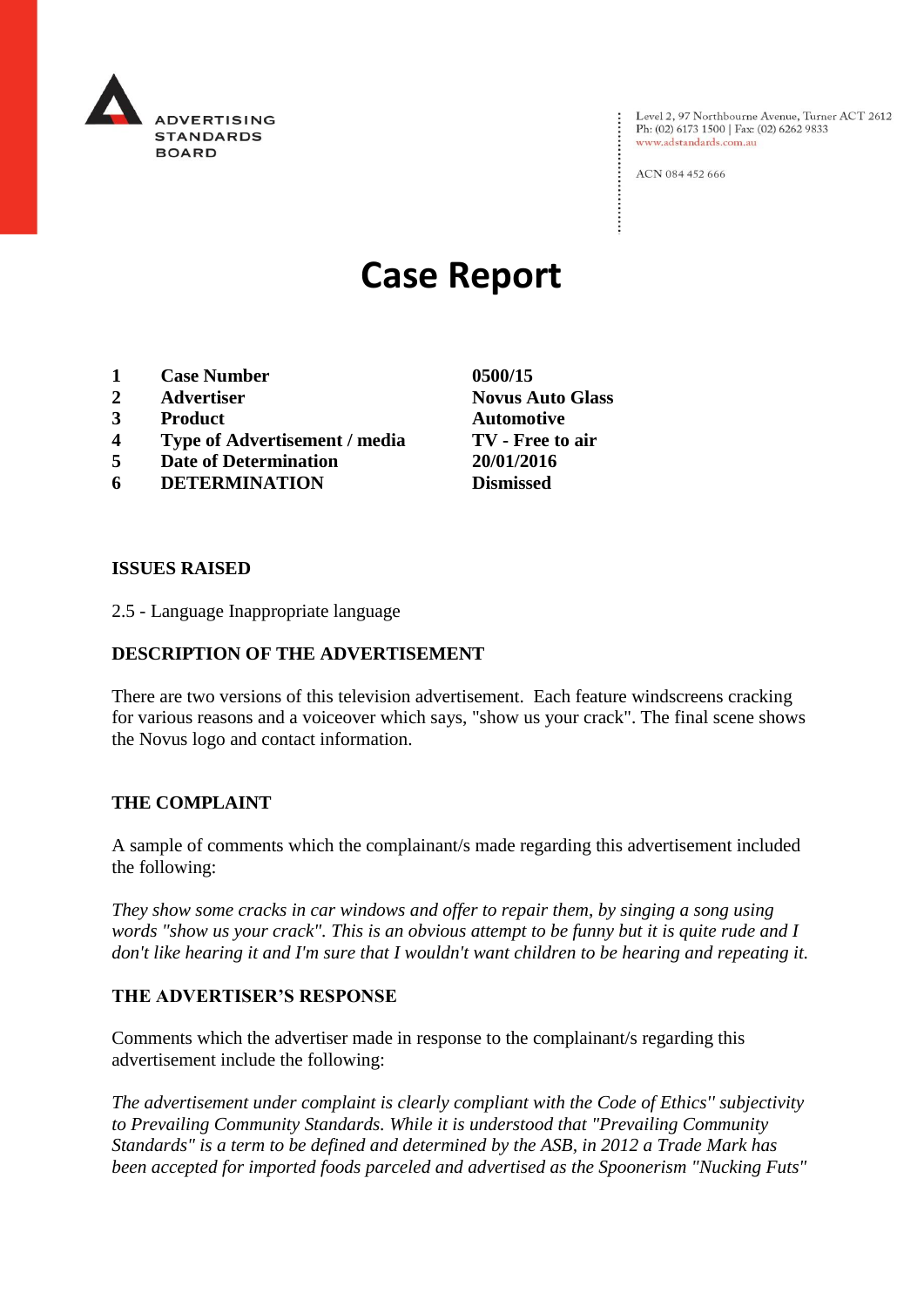ADVERTISING STANDARDS BOARD

Level 2, 97 Northbourne Avenue, Turner ACT 2612
Ph: (02) 6173 1500 | Fax: (02) 6262 9833
www.adstandards.com.au

ACN 084 452 666

# Case Report

| | | |
|---|---|---|
| **1** | **Case Number** | **0500/15** |
| **2** | **Advertiser** | **Novus Auto Glass** |
| **3** | **Product** | **Automotive** |
| **4** | **Type of Advertisement / media** | **TV - Free to air** |
| **5** | **Date of Determination** | **20/01/2016** |
| **6** | **DETERMINATION** | **Dismissed** |

**ISSUES RAISED**

2.5 - Language Inappropriate language

**DESCRIPTION OF THE ADVERTISEMENT**

There are two versions of this television advertisement. Each feature windscreens cracking for various reasons and a voiceover which says, "show us your crack". The final scene shows the Novus logo and contact information.

**THE COMPLAINT**

A sample of comments which the complainant/s made regarding this advertisement included the following:

*They show some cracks in car windows and offer to repair them, by singing a song using words "show us your crack". This is an obvious attempt to be funny but it is quite rude and I don't like hearing it and I'm sure that I wouldn't want children to be hearing and repeating it.*

**THE ADVERTISER'S RESPONSE**

Comments which the advertiser made in response to the complainant/s regarding this advertisement include the following:

*The advertisement under complaint is clearly compliant with the Code of Ethics" subjectivity to Prevailing Community Standards. While it is understood that "Prevailing Community Standards" is a term to be defined and determined by the ASB, in 2012 a Trade Mark has been accepted for imported foods parceled and advertised as the Spoonerism "Nucking Futs"*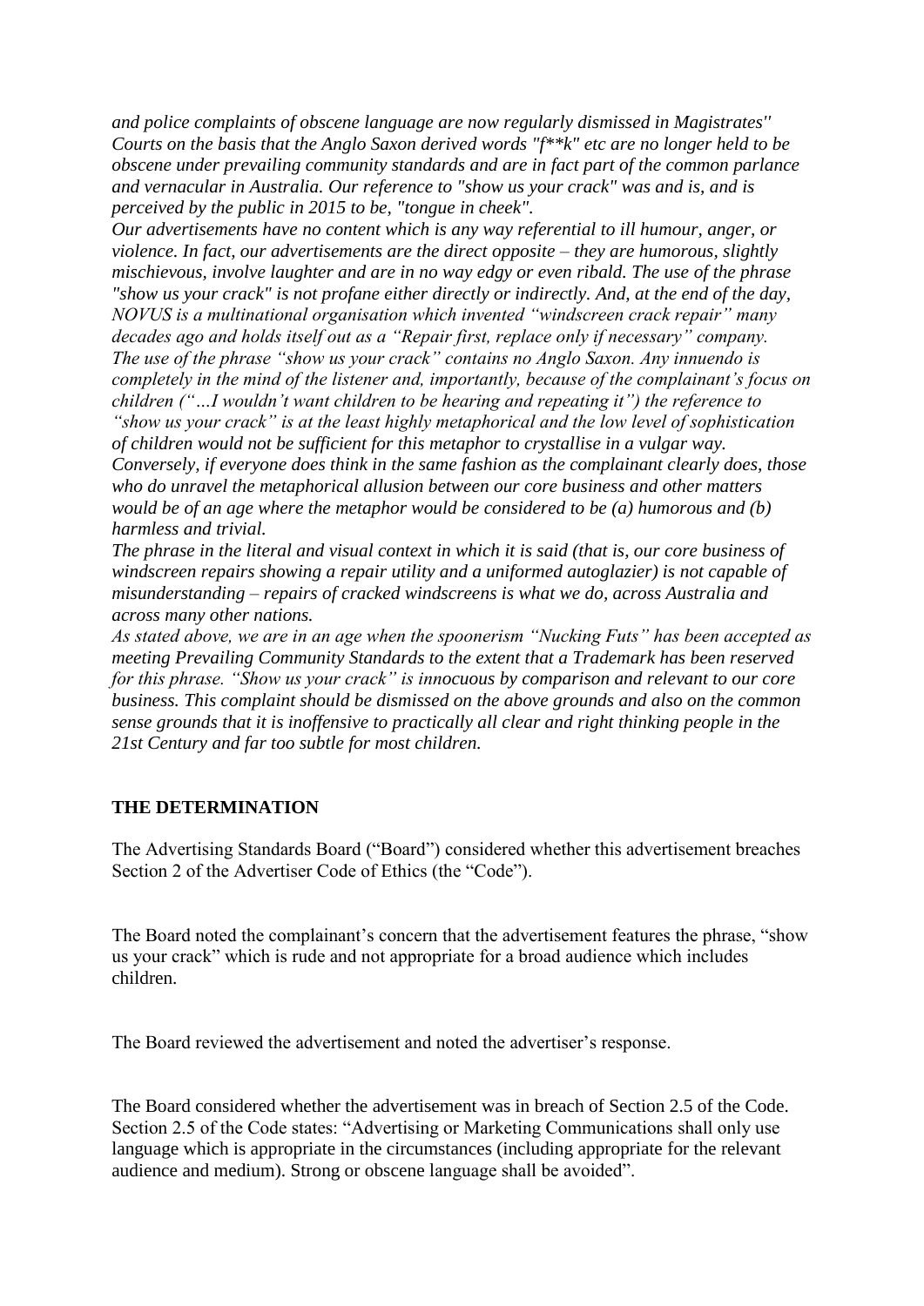*and police complaints of obscene language are now regularly dismissed in Magistrates'' Courts on the basis that the Anglo Saxon derived words "f**k" etc are no longer held to be obscene under prevailing community standards and are in fact part of the common parlance and vernacular in Australia. Our reference to "show us your crack" was and is, and is perceived by the public in 2015 to be, "tongue in cheek".*

*Our advertisements have no content which is any way referential to ill humour, anger, or violence. In fact, our advertisements are the direct opposite – they are humorous, slightly mischievous, involve laughter and are in no way edgy or even ribald. The use of the phrase "show us your crack" is not profane either directly or indirectly. And, at the end of the day, NOVUS is a multinational organisation which invented "windscreen crack repair" many decades ago and holds itself out as a "Repair first, replace only if necessary" company. The use of the phrase "show us your crack" contains no Anglo Saxon. Any innuendo is completely in the mind of the listener and, importantly, because of the complainant's focus on children ("…I wouldn't want children to be hearing and repeating it") the reference to "show us your crack" is at the least highly metaphorical and the low level of sophistication of children would not be sufficient for this metaphor to crystallise in a vulgar way. Conversely, if everyone does think in the same fashion as the complainant clearly does, those who do unravel the metaphorical allusion between our core business and other matters would be of an age where the metaphor would be considered to be (a) humorous and (b) harmless and trivial.*

*The phrase in the literal and visual context in which it is said (that is, our core business of windscreen repairs showing a repair utility and a uniformed autoglazier) is not capable of misunderstanding – repairs of cracked windscreens is what we do, across Australia and across many other nations.*

*As stated above, we are in an age when the spoonerism "Nucking Futs" has been accepted as meeting Prevailing Community Standards to the extent that a Trademark has been reserved for this phrase. "Show us your crack" is innocuous by comparison and relevant to our core business. This complaint should be dismissed on the above grounds and also on the common sense grounds that it is inoffensive to practically all clear and right thinking people in the 21st Century and far too subtle for most children.*

**THE DETERMINATION**

The Advertising Standards Board ("Board") considered whether this advertisement breaches Section 2 of the Advertiser Code of Ethics (the "Code").

The Board noted the complainant's concern that the advertisement features the phrase, "show us your crack" which is rude and not appropriate for a broad audience which includes children.

The Board reviewed the advertisement and noted the advertiser's response.

The Board considered whether the advertisement was in breach of Section 2.5 of the Code. Section 2.5 of the Code states: "Advertising or Marketing Communications shall only use language which is appropriate in the circumstances (including appropriate for the relevant audience and medium). Strong or obscene language shall be avoided".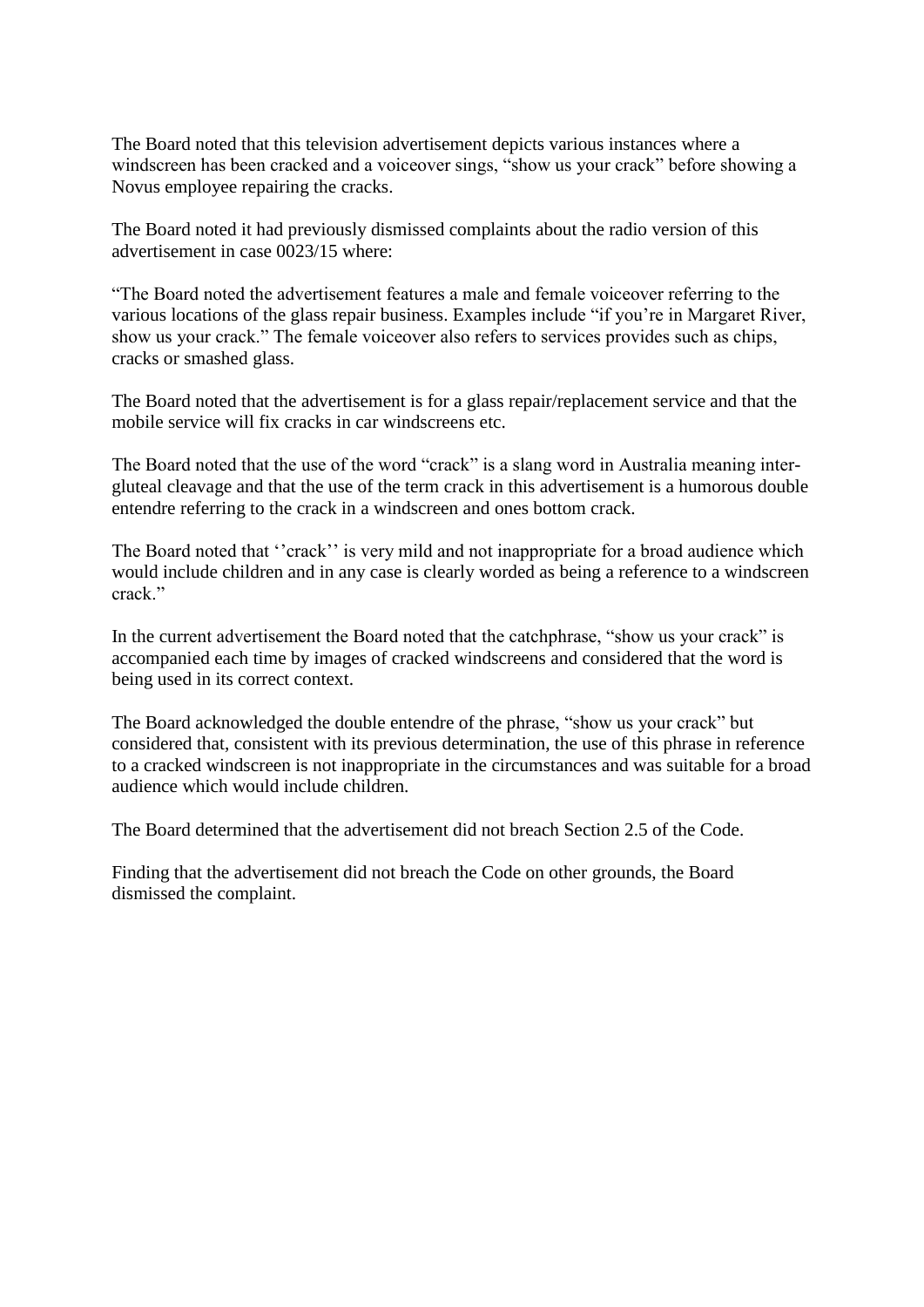The Board noted that this television advertisement depicts various instances where a windscreen has been cracked and a voiceover sings, “show us your crack” before showing a Novus employee repairing the cracks.

The Board noted it had previously dismissed complaints about the radio version of this advertisement in case 0023/15 where:

“The Board noted the advertisement features a male and female voiceover referring to the various locations of the glass repair business. Examples include “if you’re in Margaret River, show us your crack.” The female voiceover also refers to services provides such as chips, cracks or smashed glass.

The Board noted that the advertisement is for a glass repair/replacement service and that the mobile service will fix cracks in car windscreens etc.

The Board noted that the use of the word “crack” is a slang word in Australia meaning inter-gluteal cleavage and that the use of the term crack in this advertisement is a humorous double entendre referring to the crack in a windscreen and ones bottom crack.

The Board noted that ‘’crack’’ is very mild and not inappropriate for a broad audience which would include children and in any case is clearly worded as being a reference to a windscreen crack.”

In the current advertisement the Board noted that the catchphrase, “show us your crack” is accompanied each time by images of cracked windscreens and considered that the word is being used in its correct context.

The Board acknowledged the double entendre of the phrase, “show us your crack” but considered that, consistent with its previous determination, the use of this phrase in reference to a cracked windscreen is not inappropriate in the circumstances and was suitable for a broad audience which would include children.

The Board determined that the advertisement did not breach Section 2.5 of the Code.

Finding that the advertisement did not breach the Code on other grounds, the Board dismissed the complaint.